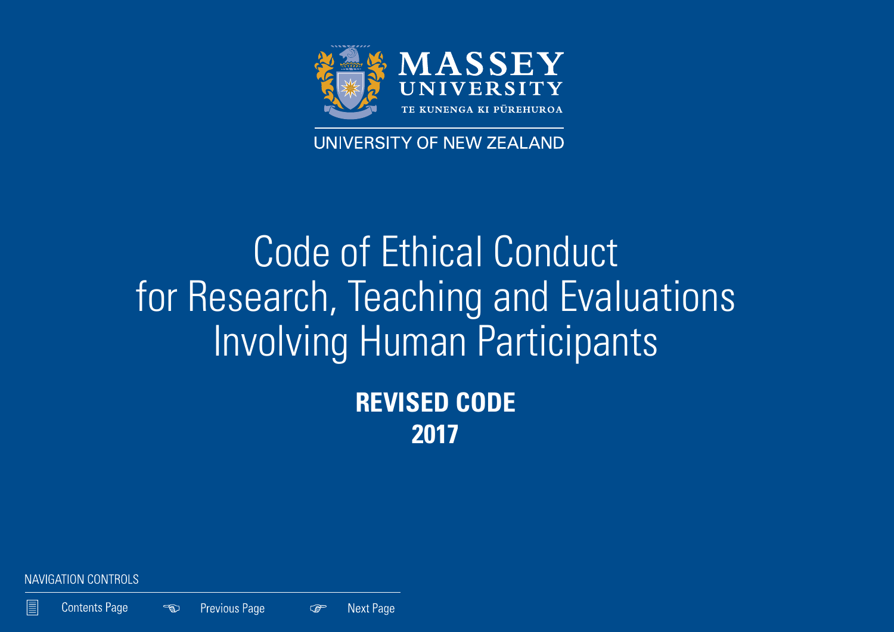MASSEY UNIVERSITY

TE KUNENGA KI PŪREHUROA

UNIVERSITY OF NEW ZEALAND

# Code of Ethical Conduct for Research, Teaching and Evaluations Involving Human Participants

**REVISED CODE**

**2017**

NAVIGATION CONTROLS

Contents Page | Previous Page | Next Page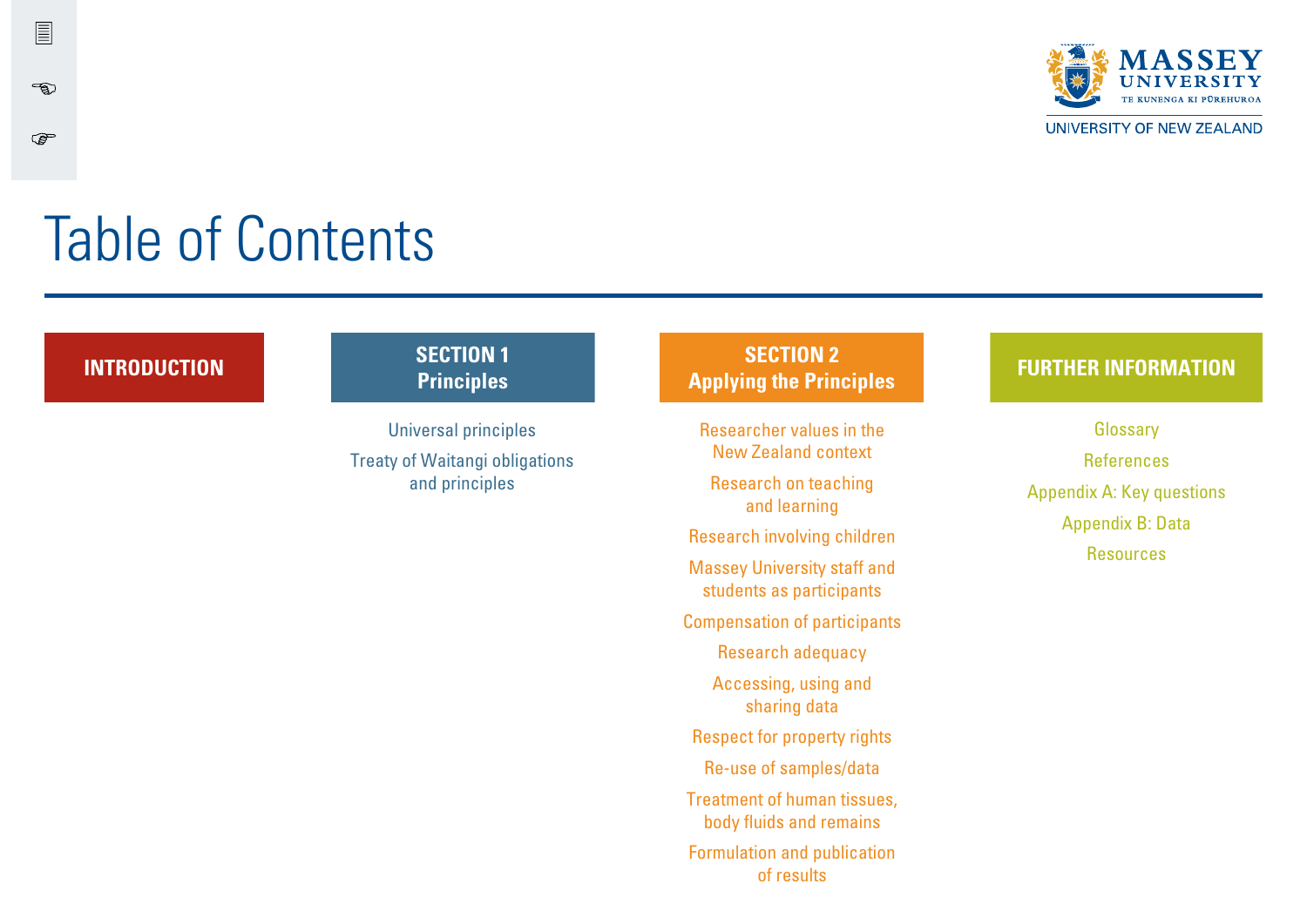# Table of Contents

## INTRODUCTION

## SECTION 1 Principles

- Universal principles
- Treaty of Waitangi obligations and principles

## SECTION 2 Applying the Principles

- Researcher values in the New Zealand context
- Research on teaching and learning
- Research involving children
- Massey University staff and students as participants
- Compensation of participants
- Research adequacy
- Accessing, using and sharing data
- Respect for property rights
- Re-use of samples/data
- Treatment of human tissues, body fluids and remains
- Formulation and publication of results

## FURTHER INFORMATION

- Glossary
- References
- Appendix A: Key questions
- Appendix B: Data
- Resources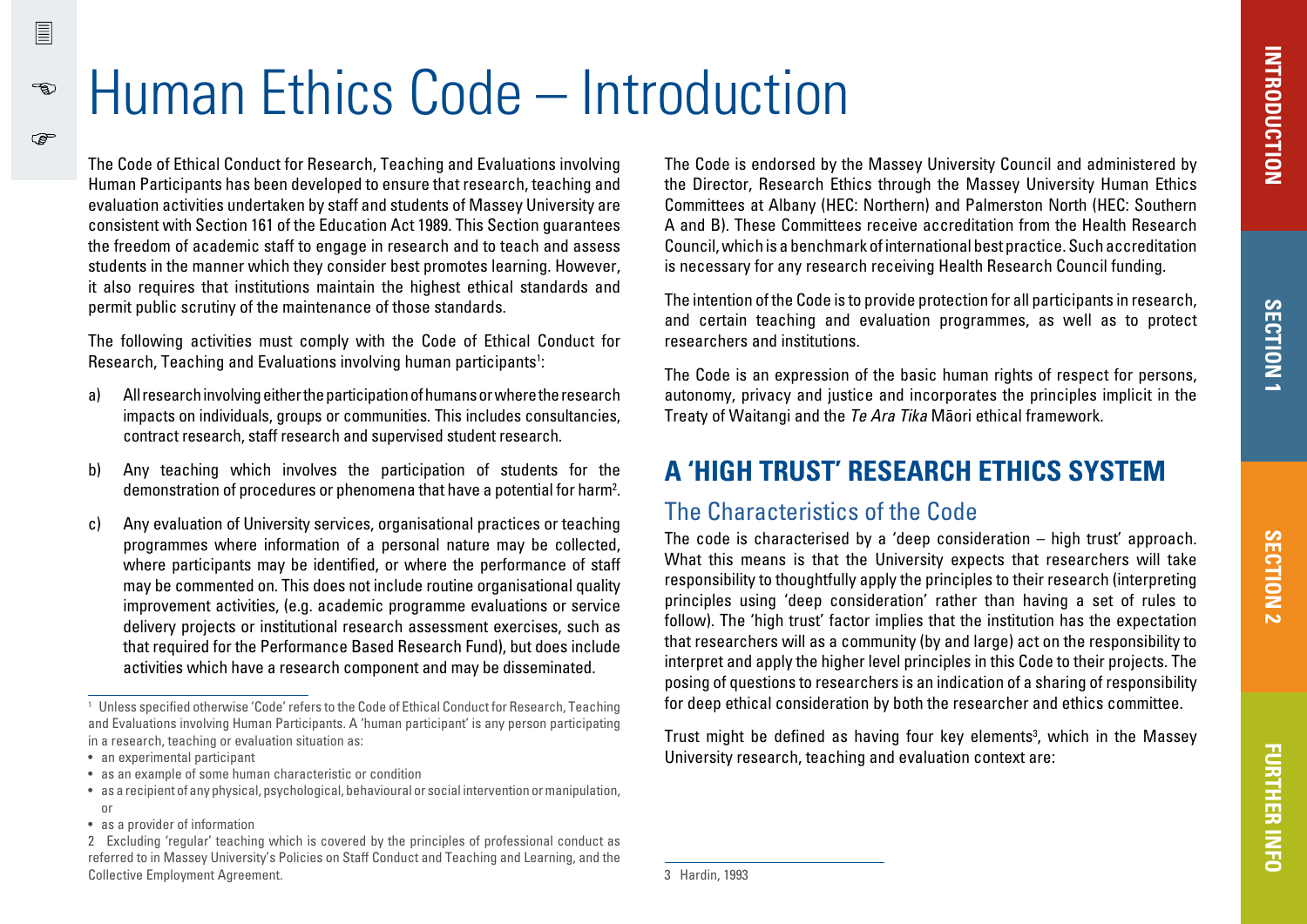# Human Ethics Code – Introduction

The Code of Ethical Conduct for Research, Teaching and Evaluations involving Human Participants has been developed to ensure that research, teaching and evaluation activities undertaken by staff and students of Massey University are consistent with Section 161 of the Education Act 1989. This Section guarantees the freedom of academic staff to engage in research and to teach and assess students in the manner which they consider best promotes learning. However, it also requires that institutions maintain the highest ethical standards and permit public scrutiny of the maintenance of those standards.

The following activities must comply with the Code of Ethical Conduct for Research, Teaching and Evaluations involving human participants[1]:

a) All research involving either the participation of humans or where the research impacts on individuals, groups or communities. This includes consultancies, contract research, staff research and supervised student research.

b) Any teaching which involves the participation of students for the demonstration of procedures or phenomena that have a potential for harm[2].

c) Any evaluation of University services, organisational practices or teaching programmes where information of a personal nature may be collected, where participants may be identified, or where the performance of staff may be commented on. This does not include routine organisational quality improvement activities, (e.g. academic programme evaluations or service delivery projects or institutional research assessment exercises, such as that required for the Performance Based Research Fund), but does include activities which have a research component and may be disseminated.

The Code is endorsed by the Massey University Council and administered by the Director, Research Ethics through the Massey University Human Ethics Committees at Albany (HEC: Northern) and Palmerston North (HEC: Southern A and B). These Committees receive accreditation from the Health Research Council, which is a benchmark of international best practice. Such accreditation is necessary for any research receiving Health Research Council funding.

The intention of the Code is to provide protection for all participants in research, and certain teaching and evaluation programmes, as well as to protect researchers and institutions.

The Code is an expression of the basic human rights of respect for persons, autonomy, privacy and justice and incorporates the principles implicit in the Treaty of Waitangi and the *Te Ara Tika* Māori ethical framework.

## A 'HIGH TRUST' RESEARCH ETHICS SYSTEM

### The Characteristics of the Code

The code is characterised by a 'deep consideration – high trust' approach. What this means is that the University expects that researchers will take responsibility to thoughtfully apply the principles to their research (interpreting principles using 'deep consideration' rather than having a set of rules to follow). The 'high trust' factor implies that the institution has the expectation that researchers will as a community (by and large) act on the responsibility to interpret and apply the higher level principles in this Code to their projects. The posing of questions to researchers is an indication of a sharing of responsibility for deep ethical consideration by both the researcher and ethics committee.

Trust might be defined as having four key elements[3], which in the Massey University research, teaching and evaluation context are:

---

[1] Unless specified otherwise 'Code' refers to the Code of Ethical Conduct for Research, Teaching and Evaluations involving Human Participants. A 'human participant' is any person participating in a research, teaching or evaluation situation as:

- an experimental participant
- as an example of some human characteristic or condition
- as a recipient of any physical, psychological, behavioural or social intervention or manipulation, or
- as a provider of information

[2] Excluding 'regular' teaching which is covered by the principles of professional conduct as referred to in Massey University's Policies on Staff Conduct and Teaching and Learning, and the Collective Employment Agreement.

[3] Hardin, 1993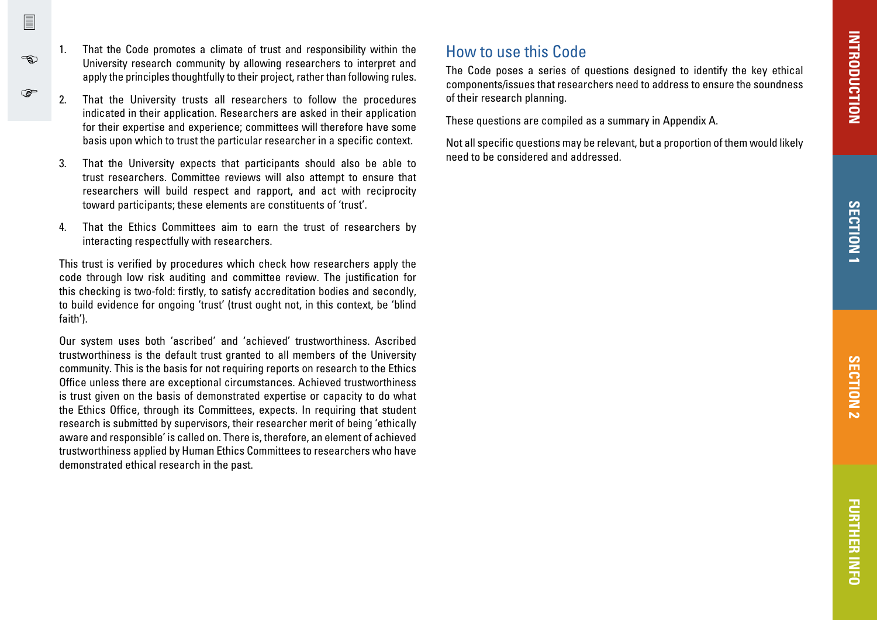1. That the Code promotes a climate of trust and responsibility within the University research community by allowing researchers to interpret and apply the principles thoughtfully to their project, rather than following rules.

2. That the University trusts all researchers to follow the procedures indicated in their application. Researchers are asked in their application for their expertise and experience; committees will therefore have some basis upon which to trust the particular researcher in a specific context.

3. That the University expects that participants should also be able to trust researchers. Committee reviews will also attempt to ensure that researchers will build respect and rapport, and act with reciprocity toward participants; these elements are constituents of 'trust'.

4. That the Ethics Committees aim to earn the trust of researchers by interacting respectfully with researchers.

This trust is verified by procedures which check how researchers apply the code through low risk auditing and committee review. The justification for this checking is two-fold: firstly, to satisfy accreditation bodies and secondly, to build evidence for ongoing 'trust' (trust ought not, in this context, be 'blind faith').

Our system uses both 'ascribed' and 'achieved' trustworthiness. Ascribed trustworthiness is the default trust granted to all members of the University community. This is the basis for not requiring reports on research to the Ethics Office unless there are exceptional circumstances. Achieved trustworthiness is trust given on the basis of demonstrated expertise or capacity to do what the Ethics Office, through its Committees, expects. In requiring that student research is submitted by supervisors, their researcher merit of being 'ethically aware and responsible' is called on. There is, therefore, an element of achieved trustworthiness applied by Human Ethics Committees to researchers who have demonstrated ethical research in the past.

## How to use this Code

The Code poses a series of questions designed to identify the key ethical components/issues that researchers need to address to ensure the soundness of their research planning.

These questions are compiled as a summary in Appendix A.

Not all specific questions may be relevant, but a proportion of them would likely need to be considered and addressed.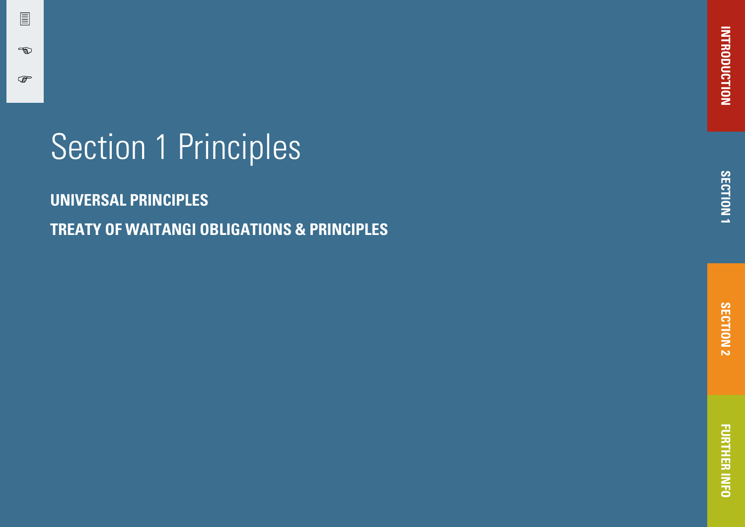# Section 1 Principles

**UNIVERSAL PRINCIPLES**

**TREATY OF WAITANGI OBLIGATIONS & PRINCIPLES**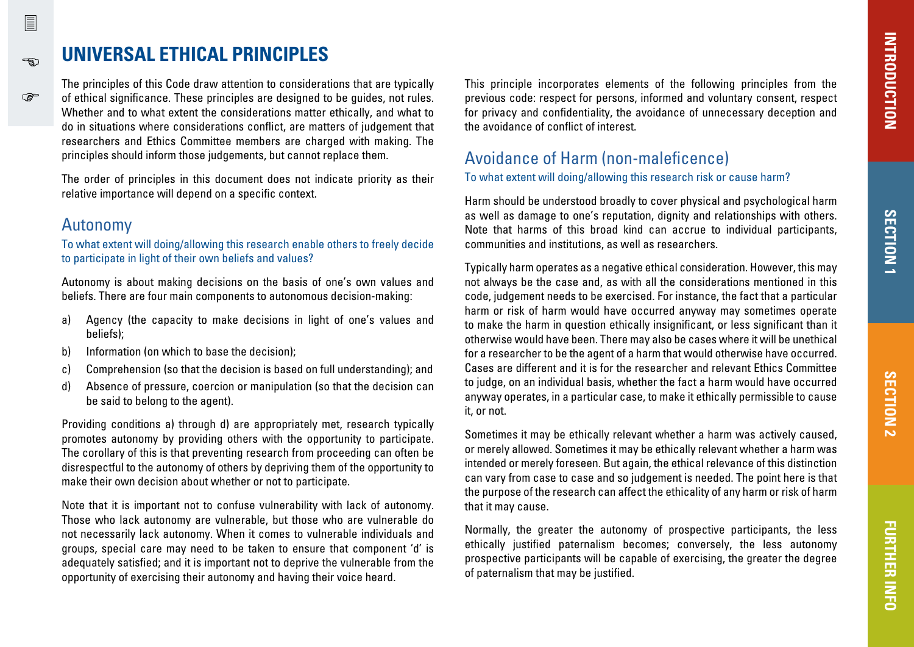# UNIVERSAL ETHICAL PRINCIPLES

The principles of this Code draw attention to considerations that are typically of ethical significance. These principles are designed to be guides, not rules. Whether and to what extent the considerations matter ethically, and what to do in situations where considerations conflict, are matters of judgement that researchers and Ethics Committee members are charged with making. The principles should inform those judgements, but cannot replace them.

The order of principles in this document does not indicate priority as their relative importance will depend on a specific context.

## Autonomy

To what extent will doing/allowing this research enable others to freely decide to participate in light of their own beliefs and values?

Autonomy is about making decisions on the basis of one's own values and beliefs. There are four main components to autonomous decision-making:

a) Agency (the capacity to make decisions in light of one's values and beliefs);
b) Information (on which to base the decision);
c) Comprehension (so that the decision is based on full understanding); and
d) Absence of pressure, coercion or manipulation (so that the decision can be said to belong to the agent).

Providing conditions a) through d) are appropriately met, research typically promotes autonomy by providing others with the opportunity to participate. The corollary of this is that preventing research from proceeding can often be disrespectful to the autonomy of others by depriving them of the opportunity to make their own decision about whether or not to participate.

Note that it is important not to confuse vulnerability with lack of autonomy. Those who lack autonomy are vulnerable, but those who are vulnerable do not necessarily lack autonomy. When it comes to vulnerable individuals and groups, special care may need to be taken to ensure that component 'd' is adequately satisfied; and it is important not to deprive the vulnerable from the opportunity of exercising their autonomy and having their voice heard.

This principle incorporates elements of the following principles from the previous code: respect for persons, informed and voluntary consent, respect for privacy and confidentiality, the avoidance of unnecessary deception and the avoidance of conflict of interest.

## Avoidance of Harm (non-maleficence)

To what extent will doing/allowing this research risk or cause harm?

Harm should be understood broadly to cover physical and psychological harm as well as damage to one's reputation, dignity and relationships with others. Note that harms of this broad kind can accrue to individual participants, communities and institutions, as well as researchers.

Typically harm operates as a negative ethical consideration. However, this may not always be the case and, as with all the considerations mentioned in this code, judgement needs to be exercised. For instance, the fact that a particular harm or risk of harm would have occurred anyway may sometimes operate to make the harm in question ethically insignificant, or less significant than it otherwise would have been. There may also be cases where it will be unethical for a researcher to be the agent of a harm that would otherwise have occurred. Cases are different and it is for the researcher and relevant Ethics Committee to judge, on an individual basis, whether the fact a harm would have occurred anyway operates, in a particular case, to make it ethically permissible to cause it, or not.

Sometimes it may be ethically relevant whether a harm was actively caused, or merely allowed. Sometimes it may be ethically relevant whether a harm was intended or merely foreseen. But again, the ethical relevance of this distinction can vary from case to case and so judgement is needed. The point here is that the purpose of the research can affect the ethicality of any harm or risk of harm that it may cause.

Normally, the greater the autonomy of prospective participants, the less ethically justified paternalism becomes; conversely, the less autonomy prospective participants will be capable of exercising, the greater the degree of paternalism that may be justified.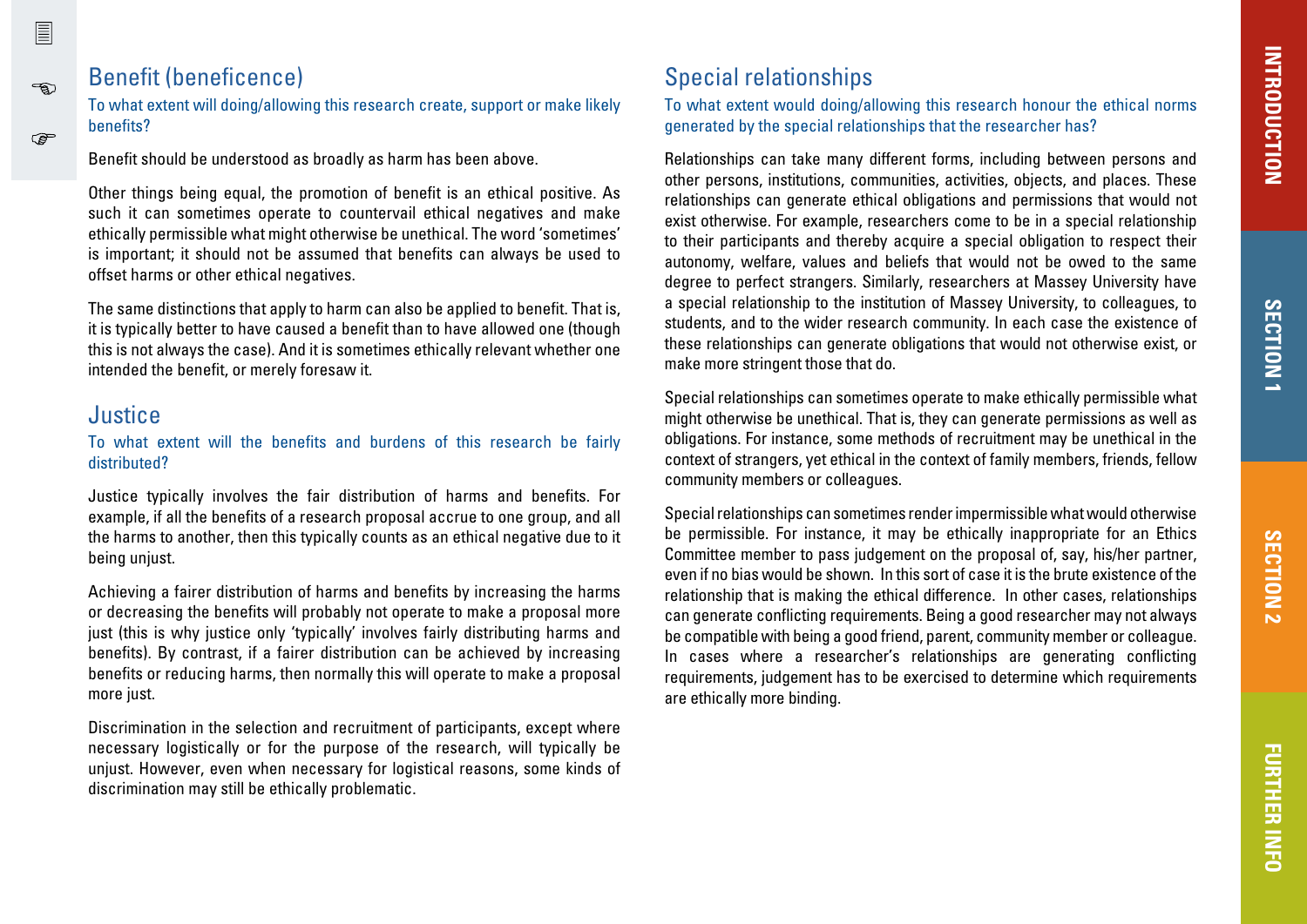## Benefit (beneficence)

To what extent will doing/allowing this research create, support or make likely benefits?

Benefit should be understood as broadly as harm has been above.

Other things being equal, the promotion of benefit is an ethical positive. As such it can sometimes operate to countervail ethical negatives and make ethically permissible what might otherwise be unethical. The word 'sometimes' is important; it should not be assumed that benefits can always be used to offset harms or other ethical negatives.

The same distinctions that apply to harm can also be applied to benefit. That is, it is typically better to have caused a benefit than to have allowed one (though this is not always the case). And it is sometimes ethically relevant whether one intended the benefit, or merely foresaw it.

## Justice

To what extent will the benefits and burdens of this research be fairly distributed?

Justice typically involves the fair distribution of harms and benefits. For example, if all the benefits of a research proposal accrue to one group, and all the harms to another, then this typically counts as an ethical negative due to it being unjust.

Achieving a fairer distribution of harms and benefits by increasing the harms or decreasing the benefits will probably not operate to make a proposal more just (this is why justice only 'typically' involves fairly distributing harms and benefits). By contrast, if a fairer distribution can be achieved by increasing benefits or reducing harms, then normally this will operate to make a proposal more just.

Discrimination in the selection and recruitment of participants, except where necessary logistically or for the purpose of the research, will typically be unjust. However, even when necessary for logistical reasons, some kinds of discrimination may still be ethically problematic.

## Special relationships

To what extent would doing/allowing this research honour the ethical norms generated by the special relationships that the researcher has?

Relationships can take many different forms, including between persons and other persons, institutions, communities, activities, objects, and places. These relationships can generate ethical obligations and permissions that would not exist otherwise. For example, researchers come to be in a special relationship to their participants and thereby acquire a special obligation to respect their autonomy, welfare, values and beliefs that would not be owed to the same degree to perfect strangers. Similarly, researchers at Massey University have a special relationship to the institution of Massey University, to colleagues, to students, and to the wider research community. In each case the existence of these relationships can generate obligations that would not otherwise exist, or make more stringent those that do.

Special relationships can sometimes operate to make ethically permissible what might otherwise be unethical. That is, they can generate permissions as well as obligations. For instance, some methods of recruitment may be unethical in the context of strangers, yet ethical in the context of family members, friends, fellow community members or colleagues.

Special relationships can sometimes render impermissible what would otherwise be permissible. For instance, it may be ethically inappropriate for an Ethics Committee member to pass judgement on the proposal of, say, his/her partner, even if no bias would be shown. In this sort of case it is the brute existence of the relationship that is making the ethical difference. In other cases, relationships can generate conflicting requirements. Being a good researcher may not always be compatible with being a good friend, parent, community member or colleague. In cases where a researcher's relationships are generating conflicting requirements, judgement has to be exercised to determine which requirements are ethically more binding.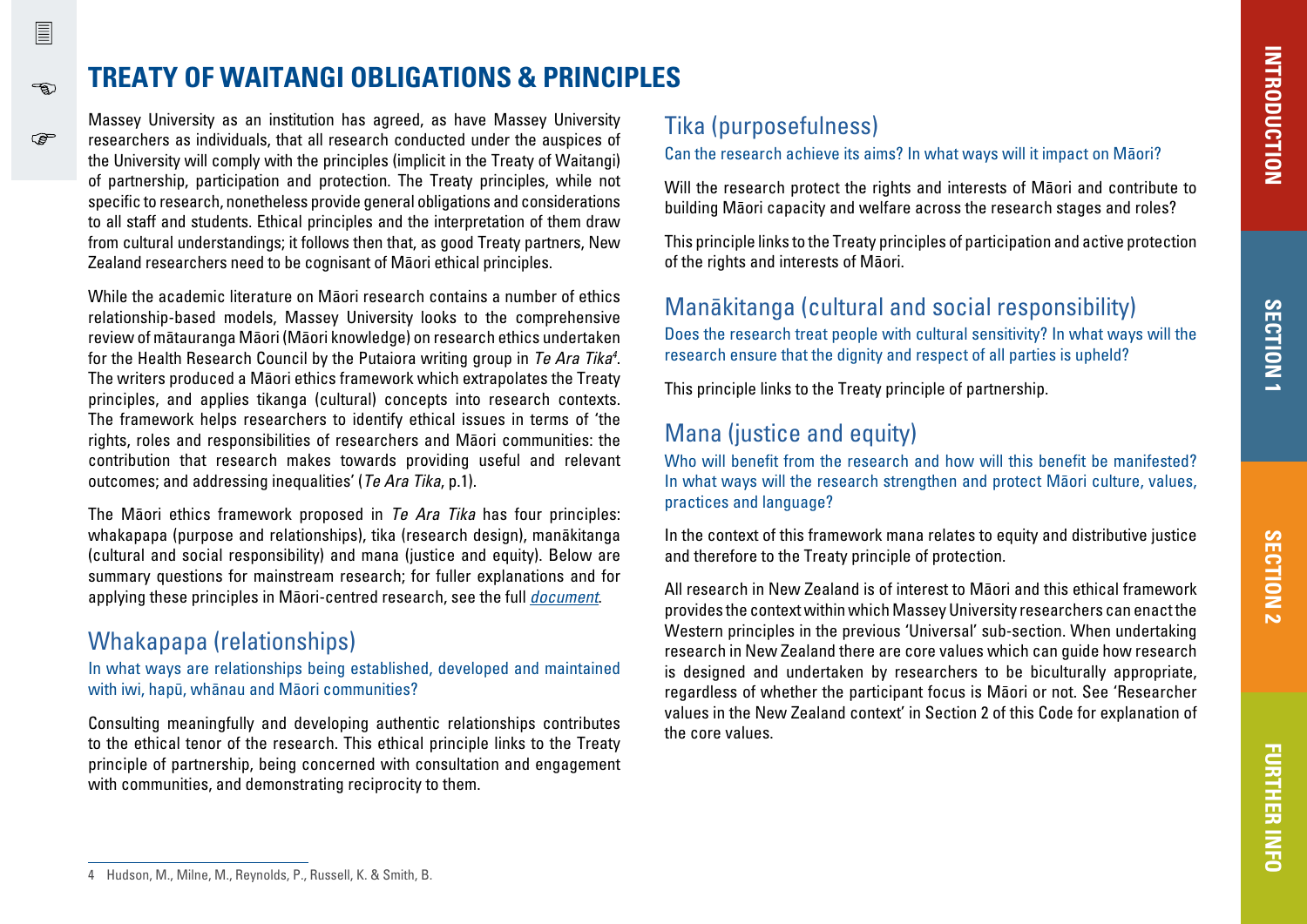# TREATY OF WAITANGI OBLIGATIONS & PRINCIPLES

Massey University as an institution has agreed, as have Massey University researchers as individuals, that all research conducted under the auspices of the University will comply with the principles (implicit in the Treaty of Waitangi) of partnership, participation and protection. The Treaty principles, while not specific to research, nonetheless provide general obligations and considerations to all staff and students. Ethical principles and the interpretation of them draw from cultural understandings; it follows then that, as good Treaty partners, New Zealand researchers need to be cognisant of Māori ethical principles.

While the academic literature on Māori research contains a number of ethics relationship-based models, Massey University looks to the comprehensive review of mātauranga Māori (Māori knowledge) on research ethics undertaken for the Health Research Council by the Putaiora writing group in *Te Ara Tika*[4]. The writers produced a Māori ethics framework which extrapolates the Treaty principles, and applies tikanga (cultural) concepts into research contexts. The framework helps researchers to identify ethical issues in terms of 'the rights, roles and responsibilities of researchers and Māori communities: the contribution that research makes towards providing useful and relevant outcomes; and addressing inequalities' (*Te Ara Tika*, p.1).

The Māori ethics framework proposed in *Te Ara Tika* has four principles: whakapapa (purpose and relationships), tika (research design), manākitanga (cultural and social responsibility) and mana (justice and equity). Below are summary questions for mainstream research; for fuller explanations and for applying these principles in Māori-centred research, see the full *document*.

## Whakapapa (relationships)

In what ways are relationships being established, developed and maintained with iwi, hapū, whānau and Māori communities?

Consulting meaningfully and developing authentic relationships contributes to the ethical tenor of the research. This ethical principle links to the Treaty principle of partnership, being concerned with consultation and engagement with communities, and demonstrating reciprocity to them.

## Tika (purposefulness)

Can the research achieve its aims? In what ways will it impact on Māori?

Will the research protect the rights and interests of Māori and contribute to building Māori capacity and welfare across the research stages and roles?

This principle links to the Treaty principles of participation and active protection of the rights and interests of Māori.

## Manākitanga (cultural and social responsibility)

Does the research treat people with cultural sensitivity? In what ways will the research ensure that the dignity and respect of all parties is upheld?

This principle links to the Treaty principle of partnership.

## Mana (justice and equity)

Who will benefit from the research and how will this benefit be manifested? In what ways will the research strengthen and protect Māori culture, values, practices and language?

In the context of this framework mana relates to equity and distributive justice and therefore to the Treaty principle of protection.

All research in New Zealand is of interest to Māori and this ethical framework provides the context within which Massey University researchers can enact the Western principles in the previous 'Universal' sub-section. When undertaking research in New Zealand there are core values which can guide how research is designed and undertaken by researchers to be biculturally appropriate, regardless of whether the participant focus is Māori or not. See 'Researcher values in the New Zealand context' in Section 2 of this Code for explanation of the core values.

---

4 Hudson, M., Milne, M., Reynolds, P., Russell, K. & Smith, B.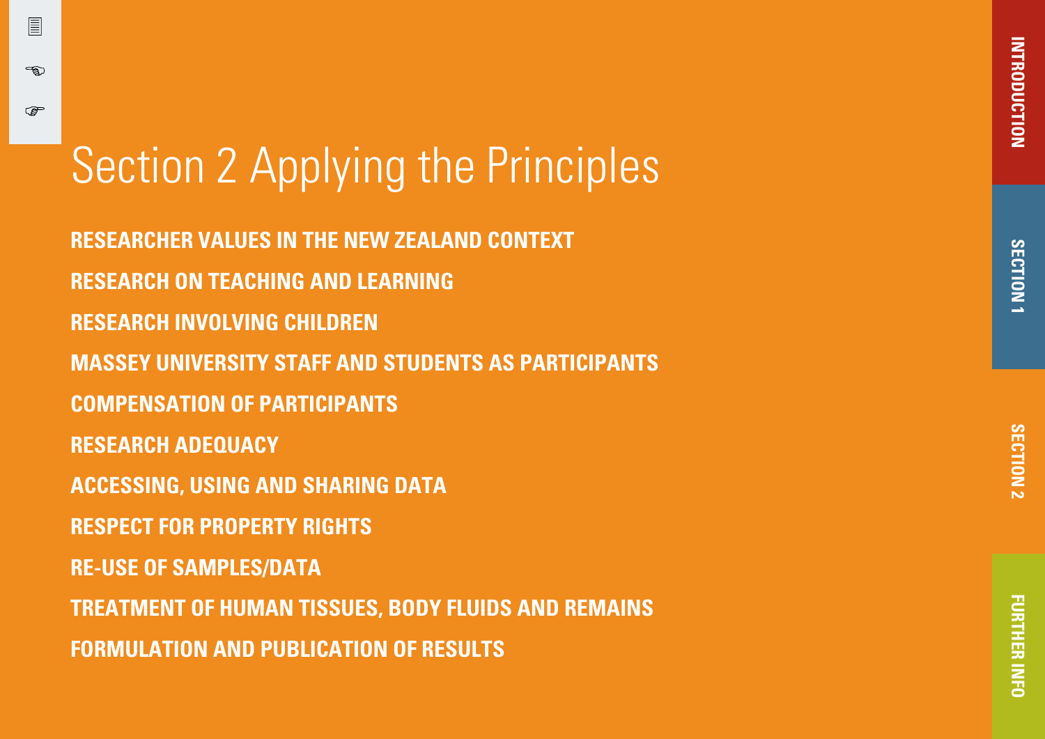# Section 2 Applying the Principles

**RESEARCHER VALUES IN THE NEW ZEALAND CONTEXT**

**RESEARCH ON TEACHING AND LEARNING**

**RESEARCH INVOLVING CHILDREN**

**MASSEY UNIVERSITY STAFF AND STUDENTS AS PARTICIPANTS**

**COMPENSATION OF PARTICIPANTS**

**RESEARCH ADEQUACY**

**ACCESSING, USING AND SHARING DATA**

**RESPECT FOR PROPERTY RIGHTS**

**RE-USE OF SAMPLES/DATA**

**TREATMENT OF HUMAN TISSUES, BODY FLUIDS AND REMAINS**

**FORMULATION AND PUBLICATION OF RESULTS**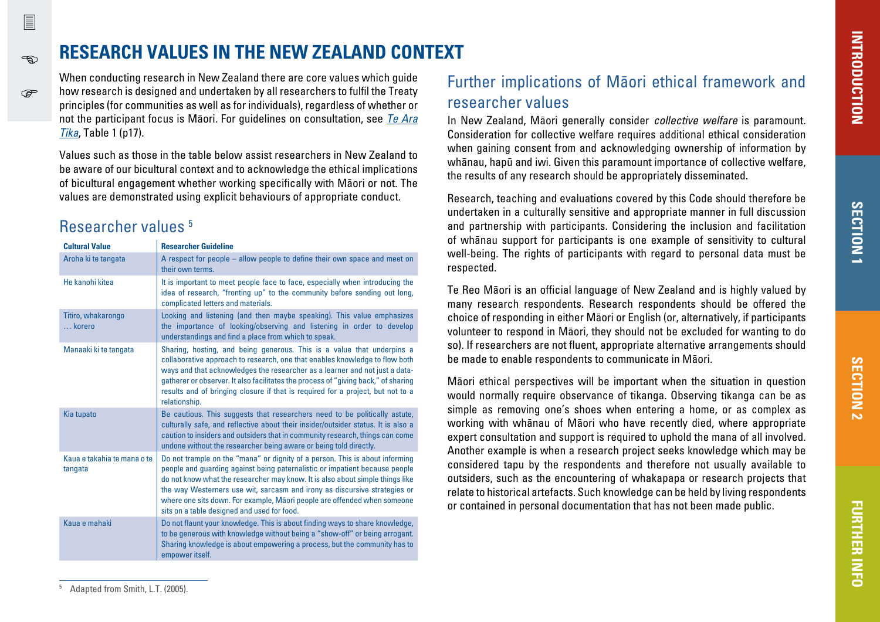# RESEARCH VALUES IN THE NEW ZEALAND CONTEXT

When conducting research in New Zealand there are core values which guide how research is designed and undertaken by all researchers to fulfil the Treaty principles (for communities as well as for individuals), regardless of whether or not the participant focus is Māori. For guidelines on consultation, see *Te Ara Tika*, Table 1 (p17).

Values such as those in the table below assist researchers in New Zealand to be aware of our bicultural context and to acknowledge the ethical implications of bicultural engagement whether working specifically with Māori or not. The values are demonstrated using explicit behaviours of appropriate conduct.

## Researcher values [5]

| Cultural Value | Researcher Guideline |
|---|---|
| Aroha ki te tangata | A respect for people – allow people to define their own space and meet on their own terms. |
| He kanohi kitea | It is important to meet people face to face, especially when introducing the idea of research, "fronting up" to the community before sending out long, complicated letters and materials. |
| Titiro, whakarongo … korero | Looking and listening (and then maybe speaking). This value emphasizes the importance of looking/observing and listening in order to develop understandings and find a place from which to speak. |
| Manaaki ki te tangata | Sharing, hosting, and being generous. This is a value that underpins a collaborative approach to research, one that enables knowledge to flow both ways and that acknowledges the researcher as a learner and not just a data-gatherer or observer. It also facilitates the process of "giving back," of sharing results and of bringing closure if that is required for a project, but not to a relationship. |
| Kia tupato | Be cautious. This suggests that researchers need to be politically astute, culturally safe, and reflective about their insider/outsider status. It is also a caution to insiders and outsiders that in community research, things can come undone without the researcher being aware or being told directly. |
| Kaua e takahia te mana o te tangata | Do not trample on the "mana" or dignity of a person. This is about informing people and guarding against being paternalistic or impatient because people do not know what the researcher may know. It is also about simple things like the way Westerners use wit, sarcasm and irony as discursive strategies or where one sits down. For example, Māori people are offended when someone sits on a table designed and used for food. |
| Kaua e mahaki | Do not flaunt your knowledge. This is about finding ways to share knowledge, to be generous with knowledge without being a "show-off" or being arrogant. Sharing knowledge is about empowering a process, but the community has to empower itself. |

[5] Adapted from Smith, L.T. (2005).

## Further implications of Māori ethical framework and researcher values

In New Zealand, Māori generally consider *collective welfare* is paramount. Consideration for collective welfare requires additional ethical consideration when gaining consent from and acknowledging ownership of information by whānau, hapū and iwi. Given this paramount importance of collective welfare, the results of any research should be appropriately disseminated.

Research, teaching and evaluations covered by this Code should therefore be undertaken in a culturally sensitive and appropriate manner in full discussion and partnership with participants. Considering the inclusion and facilitation of whānau support for participants is one example of sensitivity to cultural well-being. The rights of participants with regard to personal data must be respected.

Te Reo Māori is an official language of New Zealand and is highly valued by many research respondents. Research respondents should be offered the choice of responding in either Māori or English (or, alternatively, if participants volunteer to respond in Māori, they should not be excluded for wanting to do so). If researchers are not fluent, appropriate alternative arrangements should be made to enable respondents to communicate in Māori.

Māori ethical perspectives will be important when the situation in question would normally require observance of tikanga. Observing tikanga can be as simple as removing one's shoes when entering a home, or as complex as working with whānau of Māori who have recently died, where appropriate expert consultation and support is required to uphold the mana of all involved. Another example is when a research project seeks knowledge which may be considered tapu by the respondents and therefore not usually available to outsiders, such as the encountering of whakapapa or research projects that relate to historical artefacts. Such knowledge can be held by living respondents or contained in personal documentation that has not been made public.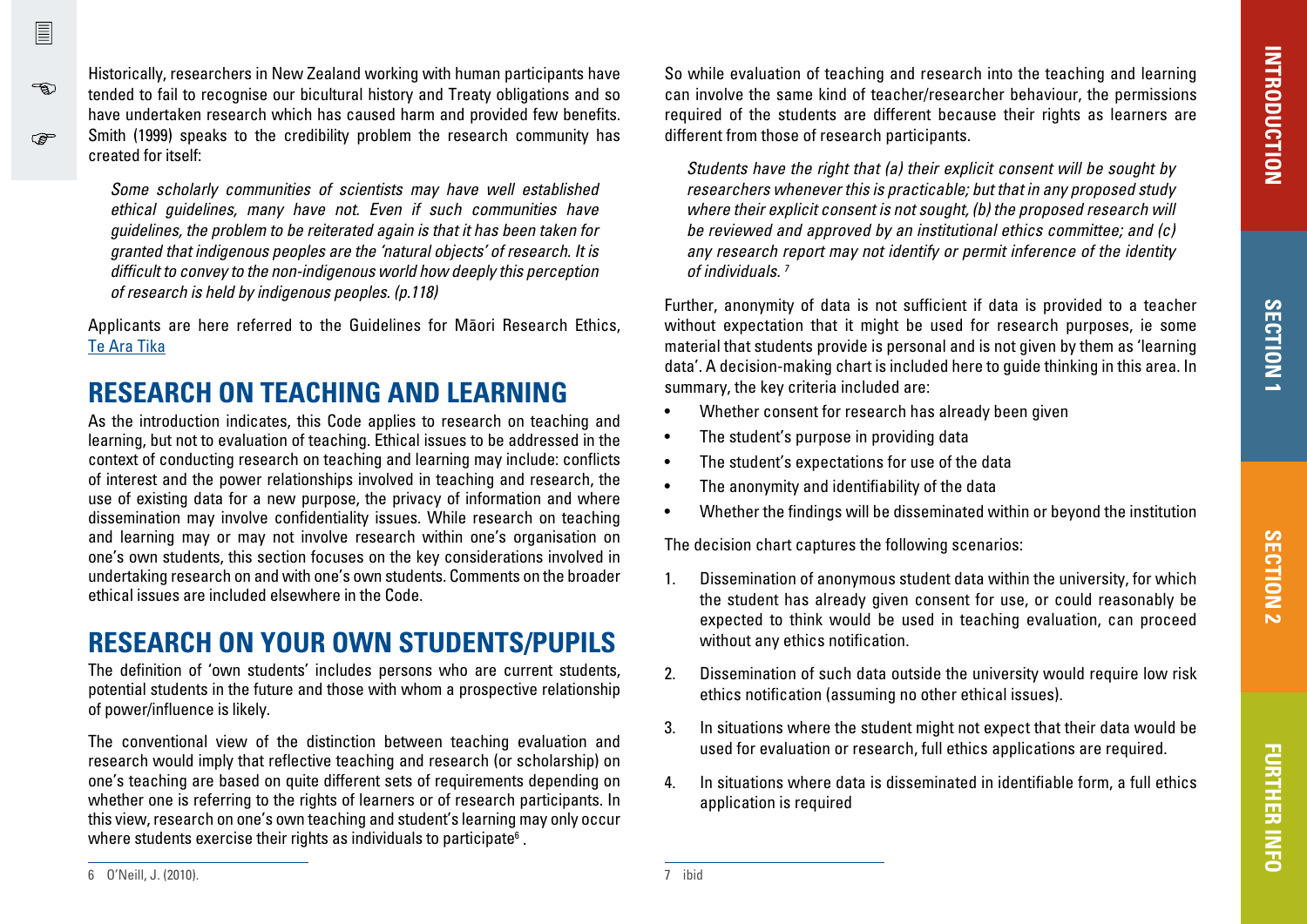Historically, researchers in New Zealand working with human participants have tended to fail to recognise our bicultural history and Treaty obligations and so have undertaken research which has caused harm and provided few benefits. Smith (1999) speaks to the credibility problem the research community has created for itself:

> *Some scholarly communities of scientists may have well established ethical guidelines, many have not. Even if such communities have guidelines, the problem to be reiterated again is that it has been taken for granted that indigenous peoples are the 'natural objects' of research. It is difficult to convey to the non-indigenous world how deeply this perception of research is held by indigenous peoples. (p.118)*

Applicants are here referred to the Guidelines for Māori Research Ethics, Te Ara Tika

## RESEARCH ON TEACHING AND LEARNING

As the introduction indicates, this Code applies to research on teaching and learning, but not to evaluation of teaching. Ethical issues to be addressed in the context of conducting research on teaching and learning may include: conflicts of interest and the power relationships involved in teaching and research, the use of existing data for a new purpose, the privacy of information and where dissemination may involve confidentiality issues. While research on teaching and learning may or may not involve research within one's organisation on one's own students, this section focuses on the key considerations involved in undertaking research on and with one's own students. Comments on the broader ethical issues are included elsewhere in the Code.

## RESEARCH ON YOUR OWN STUDENTS/PUPILS

The definition of 'own students' includes persons who are current students, potential students in the future and those with whom a prospective relationship of power/influence is likely.

The conventional view of the distinction between teaching evaluation and research would imply that reflective teaching and research (or scholarship) on one's teaching are based on quite different sets of requirements depending on whether one is referring to the rights of learners or of research participants. In this view, research on one's own teaching and student's learning may only occur where students exercise their rights as individuals to participate[6] .

So while evaluation of teaching and research into the teaching and learning can involve the same kind of teacher/researcher behaviour, the permissions required of the students are different because their rights as learners are different from those of research participants.

> *Students have the right that (a) their explicit consent will be sought by researchers whenever this is practicable; but that in any proposed study where their explicit consent is not sought, (b) the proposed research will be reviewed and approved by an institutional ethics committee; and (c) any research report may not identify or permit inference of the identity of individuals.* [7]

Further, anonymity of data is not sufficient if data is provided to a teacher without expectation that it might be used for research purposes, ie some material that students provide is personal and is not given by them as 'learning data'. A decision-making chart is included here to guide thinking in this area. In summary, the key criteria included are:

- Whether consent for research has already been given
- The student's purpose in providing data
- The student's expectations for use of the data
- The anonymity and identifiability of the data
- Whether the findings will be disseminated within or beyond the institution

The decision chart captures the following scenarios:

1. Dissemination of anonymous student data within the university, for which the student has already given consent for use, or could reasonably be expected to think would be used in teaching evaluation, can proceed without any ethics notification.
2. Dissemination of such data outside the university would require low risk ethics notification (assuming no other ethical issues).
3. In situations where the student might not expect that their data would be used for evaluation or research, full ethics applications are required.
4. In situations where data is disseminated in identifiable form, a full ethics application is required

---

6 O'Neill, J. (2010).

7 ibid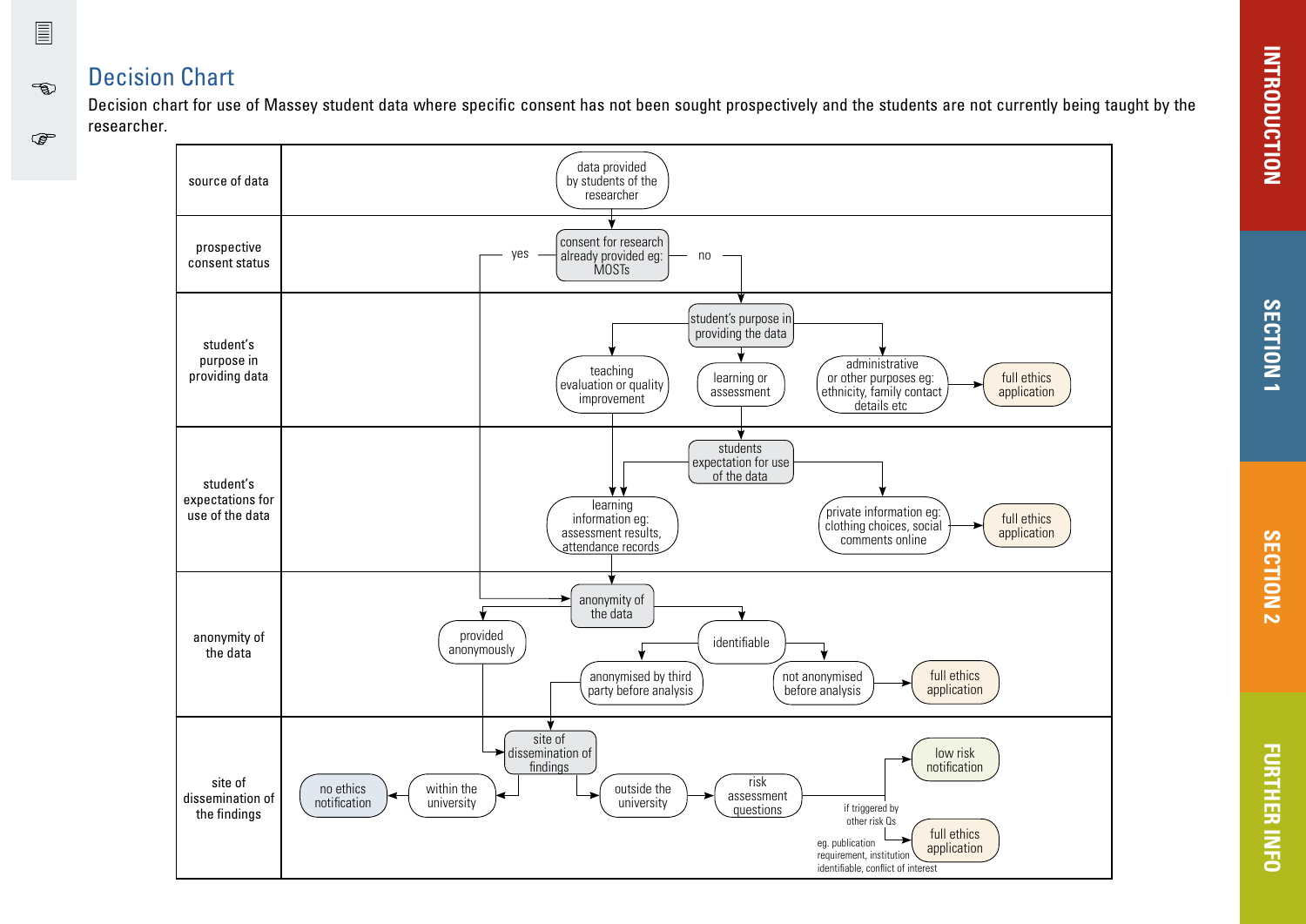## Decision Chart

Decision chart for use of Massey student data where specific consent has not been sought prospectively and the students are not currently being taught by the researcher.

**source of data**

- data provided by students of the researcher

**prospective consent status**

- consent for research already provided eg: MOSTs
  - yes → anonymity of the data
  - no → student's purpose in providing the data

**student's purpose in providing data**

- student's purpose in providing the data
  - teaching evaluation or quality improvement → learning information eg: assessment results, attendance records
  - learning or assessment → students expectation for use of the data
  - administrative or other purposes eg: ethnicity, family contact details etc → full ethics application

**student's expectations for use of the data**

- students expectation for use of the data
  - learning information eg: assessment results, attendance records → anonymity of the data
  - private information eg: clothing choices, social comments online → full ethics application

**anonymity of the data**

- anonymity of the data
  - provided anonymously → site of dissemination of findings
  - identifiable
    - anonymised by third party before analysis → site of dissemination of findings
    - not anonymised before analysis → full ethics application

**site of dissemination of the findings**

- site of dissemination of findings
  - within the university → no ethics notification
  - outside the university → risk assessment questions
    - low risk notification
    - full ethics application (if triggered by other risk Qs; eg. publication requirement, institution identifiable, conflict of interest)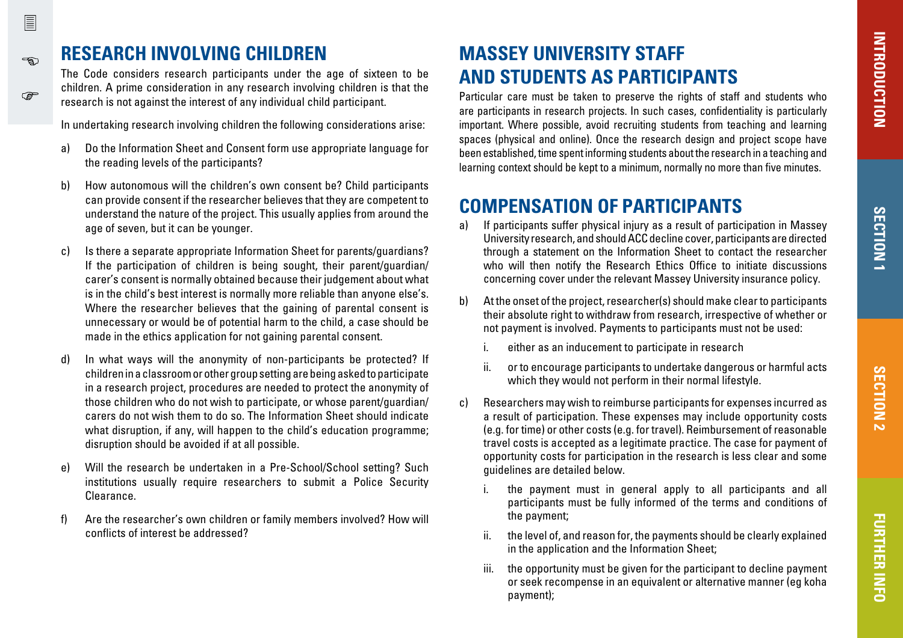## RESEARCH INVOLVING CHILDREN

The Code considers research participants under the age of sixteen to be children. A prime consideration in any research involving children is that the research is not against the interest of any individual child participant.

In undertaking research involving children the following considerations arise:

a) Do the Information Sheet and Consent form use appropriate language for the reading levels of the participants?

b) How autonomous will the children's own consent be? Child participants can provide consent if the researcher believes that they are competent to understand the nature of the project. This usually applies from around the age of seven, but it can be younger.

c) Is there a separate appropriate Information Sheet for parents/guardians? If the participation of children is being sought, their parent/guardian/carer's consent is normally obtained because their judgement about what is in the child's best interest is normally more reliable than anyone else's. Where the researcher believes that the gaining of parental consent is unnecessary or would be of potential harm to the child, a case should be made in the ethics application for not gaining parental consent.

d) In what ways will the anonymity of non-participants be protected? If children in a classroom or other group setting are being asked to participate in a research project, procedures are needed to protect the anonymity of those children who do not wish to participate, or whose parent/guardian/carers do not wish them to do so. The Information Sheet should indicate what disruption, if any, will happen to the child's education programme; disruption should be avoided if at all possible.

e) Will the research be undertaken in a Pre-School/School setting? Such institutions usually require researchers to submit a Police Security Clearance.

f) Are the researcher's own children or family members involved? How will conflicts of interest be addressed?

## MASSEY UNIVERSITY STAFF AND STUDENTS AS PARTICIPANTS

Particular care must be taken to preserve the rights of staff and students who are participants in research projects. In such cases, confidentiality is particularly important. Where possible, avoid recruiting students from teaching and learning spaces (physical and online). Once the research design and project scope have been established, time spent informing students about the research in a teaching and learning context should be kept to a minimum, normally no more than five minutes.

## COMPENSATION OF PARTICIPANTS

a) If participants suffer physical injury as a result of participation in Massey University research, and should ACC decline cover, participants are directed through a statement on the Information Sheet to contact the researcher who will then notify the Research Ethics Office to initiate discussions concerning cover under the relevant Massey University insurance policy.

b) At the onset of the project, researcher(s) should make clear to participants their absolute right to withdraw from research, irrespective of whether or not payment is involved. Payments to participants must not be used:

   i. either as an inducement to participate in research

   ii. or to encourage participants to undertake dangerous or harmful acts which they would not perform in their normal lifestyle.

c) Researchers may wish to reimburse participants for expenses incurred as a result of participation. These expenses may include opportunity costs (e.g. for time) or other costs (e.g. for travel). Reimbursement of reasonable travel costs is accepted as a legitimate practice. The case for payment of opportunity costs for participation in the research is less clear and some guidelines are detailed below.

   i. the payment must in general apply to all participants and all participants must be fully informed of the terms and conditions of the payment;

   ii. the level of, and reason for, the payments should be clearly explained in the application and the Information Sheet;

   iii. the opportunity must be given for the participant to decline payment or seek recompense in an equivalent or alternative manner (eg koha payment);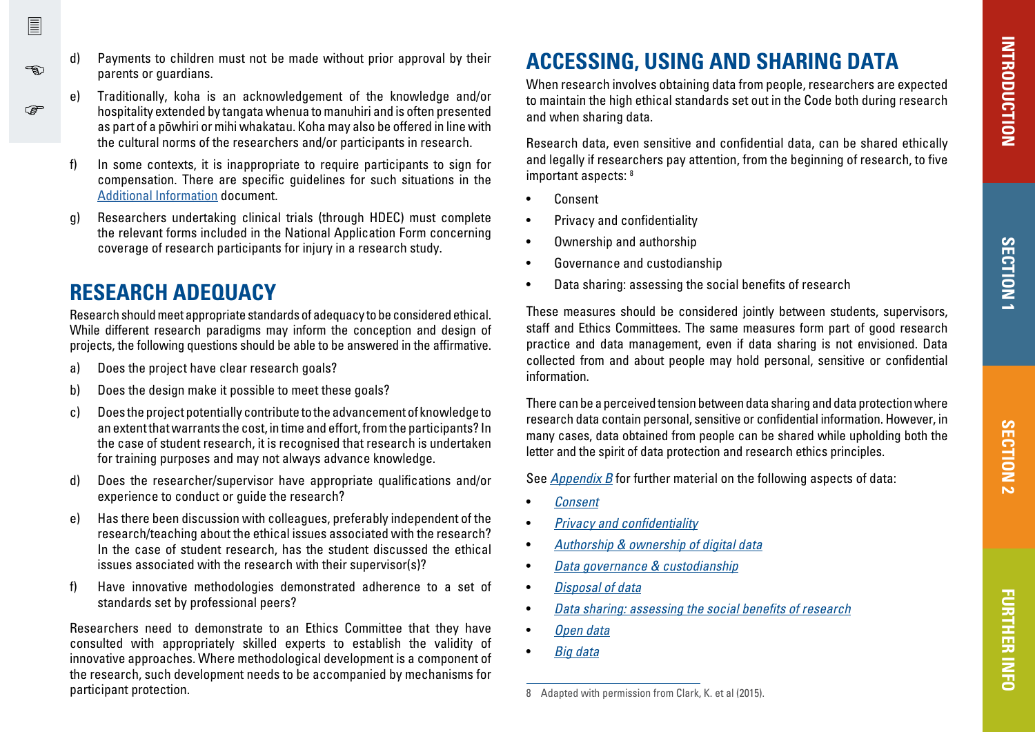d) Payments to children must not be made without prior approval by their parents or guardians.

e) Traditionally, koha is an acknowledgement of the knowledge and/or hospitality extended by tangata whenua to manuhiri and is often presented as part of a pōwhiri or mihi whakatau. Koha may also be offered in line with the cultural norms of the researchers and/or participants in research.

f) In some contexts, it is inappropriate to require participants to sign for compensation. There are specific guidelines for such situations in the Additional Information document.

g) Researchers undertaking clinical trials (through HDEC) must complete the relevant forms included in the National Application Form concerning coverage of research participants for injury in a research study.

## RESEARCH ADEQUACY

Research should meet appropriate standards of adequacy to be considered ethical. While different research paradigms may inform the conception and design of projects, the following questions should be able to be answered in the affirmative.

a) Does the project have clear research goals?

b) Does the design make it possible to meet these goals?

c) Does the project potentially contribute to the advancement of knowledge to an extent that warrants the cost, in time and effort, from the participants? In the case of student research, it is recognised that research is undertaken for training purposes and may not always advance knowledge.

d) Does the researcher/supervisor have appropriate qualifications and/or experience to conduct or guide the research?

e) Has there been discussion with colleagues, preferably independent of the research/teaching about the ethical issues associated with the research? In the case of student research, has the student discussed the ethical issues associated with the research with their supervisor(s)?

f) Have innovative methodologies demonstrated adherence to a set of standards set by professional peers?

Researchers need to demonstrate to an Ethics Committee that they have consulted with appropriately skilled experts to establish the validity of innovative approaches. Where methodological development is a component of the research, such development needs to be accompanied by mechanisms for participant protection.

## ACCESSING, USING AND SHARING DATA

When research involves obtaining data from people, researchers are expected to maintain the high ethical standards set out in the Code both during research and when sharing data.

Research data, even sensitive and confidential data, can be shared ethically and legally if researchers pay attention, from the beginning of research, to five important aspects: [8]

- Consent
- Privacy and confidentiality
- Ownership and authorship
- Governance and custodianship
- Data sharing: assessing the social benefits of research

These measures should be considered jointly between students, supervisors, staff and Ethics Committees. The same measures form part of good research practice and data management, even if data sharing is not envisioned. Data collected from and about people may hold personal, sensitive or confidential information.

There can be a perceived tension between data sharing and data protection where research data contain personal, sensitive or confidential information. However, in many cases, data obtained from people can be shared while upholding both the letter and the spirit of data protection and research ethics principles.

See *Appendix B* for further material on the following aspects of data:

- *Consent*
- *Privacy and confidentiality*
- *Authorship & ownership of digital data*
- *Data governance & custodianship*
- *Disposal of data*
- *Data sharing: assessing the social benefits of research*
- *Open data*
- *Big data*

8 Adapted with permission from Clark, K. et al (2015).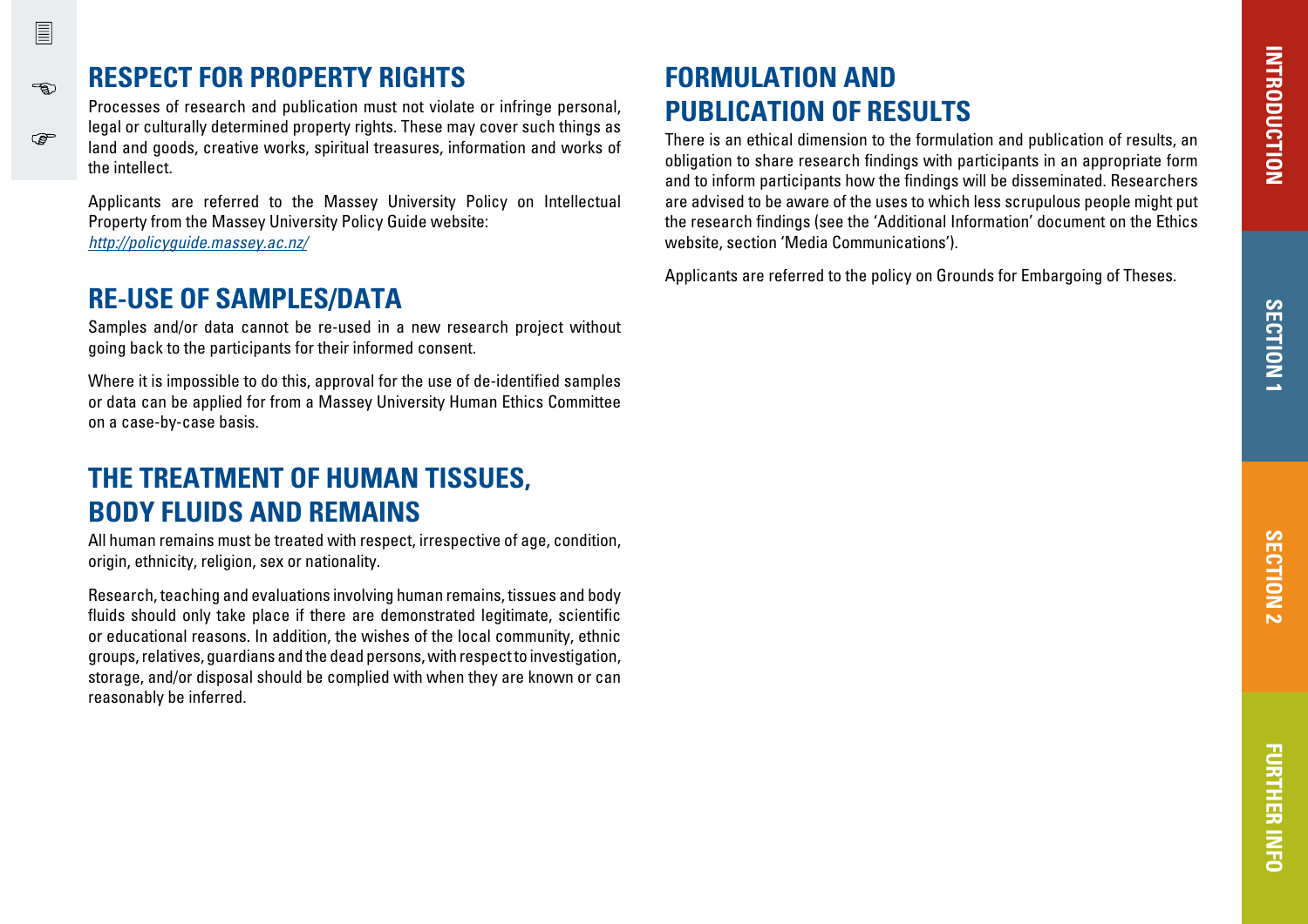## RESPECT FOR PROPERTY RIGHTS

Processes of research and publication must not violate or infringe personal, legal or culturally determined property rights. These may cover such things as land and goods, creative works, spiritual treasures, information and works of the intellect.

Applicants are referred to the Massey University Policy on Intellectual Property from the Massey University Policy Guide website: *http://policyguide.massey.ac.nz/*

## RE-USE OF SAMPLES/DATA

Samples and/or data cannot be re-used in a new research project without going back to the participants for their informed consent.

Where it is impossible to do this, approval for the use of de-identified samples or data can be applied for from a Massey University Human Ethics Committee on a case-by-case basis.

## THE TREATMENT OF HUMAN TISSUES, BODY FLUIDS AND REMAINS

All human remains must be treated with respect, irrespective of age, condition, origin, ethnicity, religion, sex or nationality.

Research, teaching and evaluations involving human remains, tissues and body fluids should only take place if there are demonstrated legitimate, scientific or educational reasons. In addition, the wishes of the local community, ethnic groups, relatives, guardians and the dead persons, with respect to investigation, storage, and/or disposal should be complied with when they are known or can reasonably be inferred.

## FORMULATION AND PUBLICATION OF RESULTS

There is an ethical dimension to the formulation and publication of results, an obligation to share research findings with participants in an appropriate form and to inform participants how the findings will be disseminated. Researchers are advised to be aware of the uses to which less scrupulous people might put the research findings (see the 'Additional Information' document on the Ethics website, section 'Media Communications').

Applicants are referred to the policy on Grounds for Embargoing of Theses.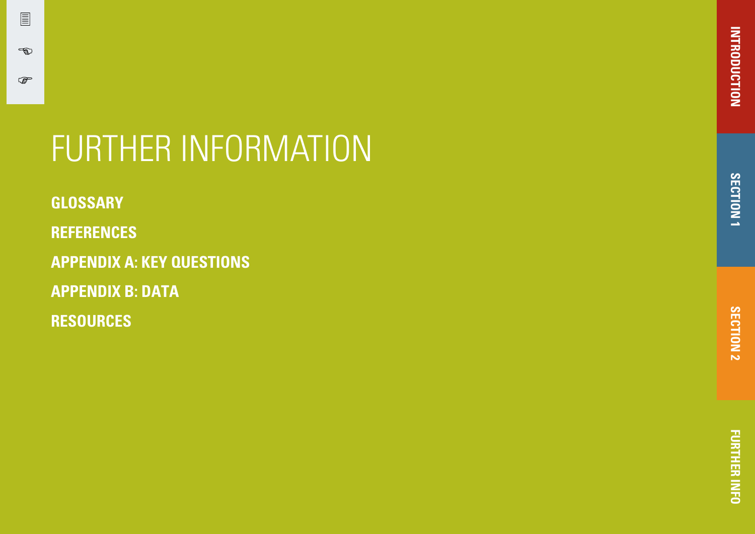# FURTHER INFORMATION

**GLOSSARY**

**REFERENCES**

**APPENDIX A: KEY QUESTIONS**

**APPENDIX B: DATA**

**RESOURCES**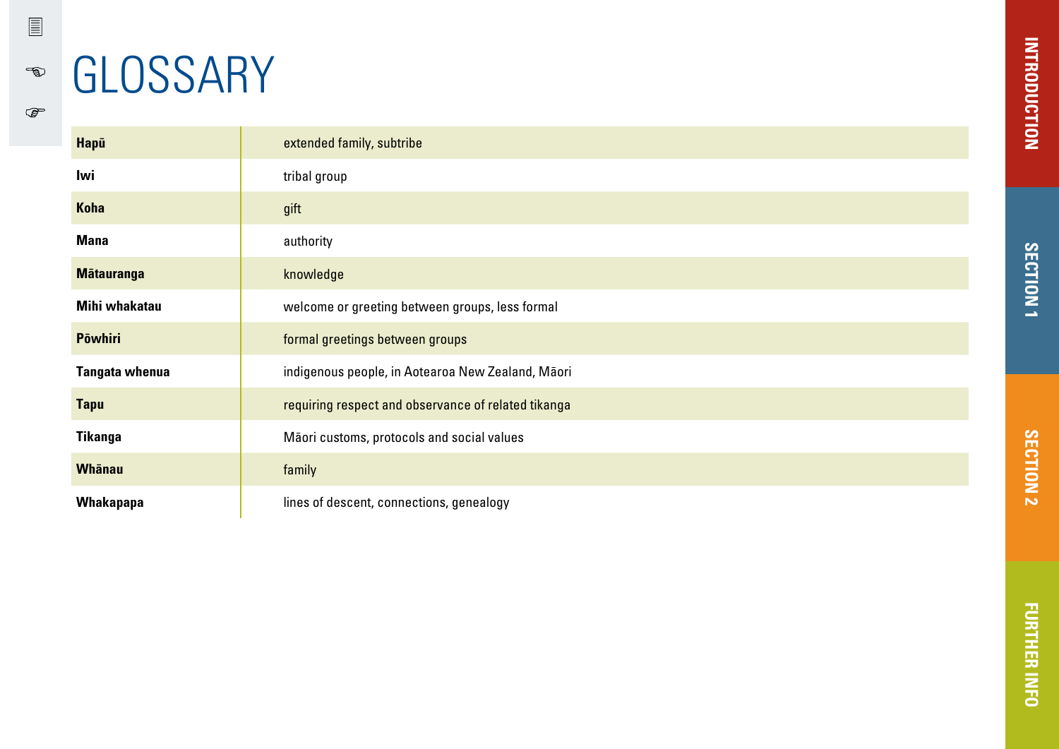# GLOSSARY

| | |
|---|---|
| **Hapū** | extended family, subtribe |
| **Iwi** | tribal group |
| **Koha** | gift |
| **Mana** | authority |
| **Mātauranga** | knowledge |
| **Mihi whakatau** | welcome or greeting between groups, less formal |
| **Pōwhiri** | formal greetings between groups |
| **Tangata whenua** | indigenous people, in Aotearoa New Zealand, Māori |
| **Tapu** | requiring respect and observance of related tikanga |
| **Tikanga** | Māori customs, protocols and social values |
| **Whānau** | family |
| **Whakapapa** | lines of descent, connections, genealogy |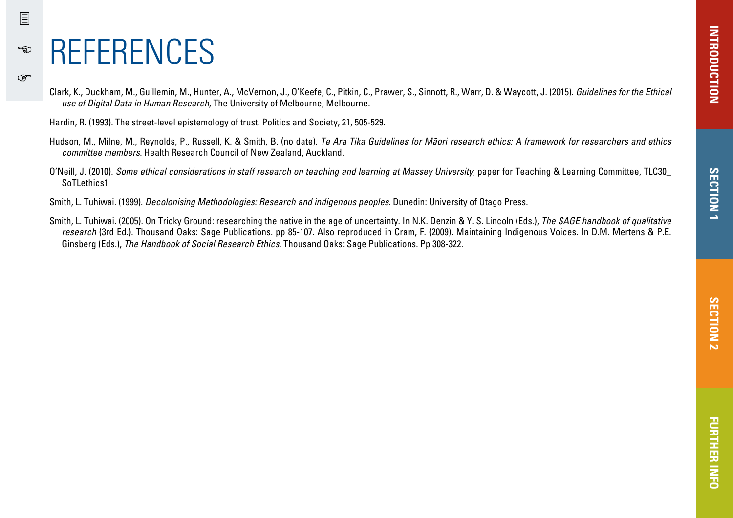# REFERENCES

Clark, K., Duckham, M., Guillemin, M., Hunter, A., McVernon, J., O'Keefe, C., Pitkin, C., Prawer, S., Sinnott, R., Warr, D. & Waycott, J. (2015). *Guidelines for the Ethical use of Digital Data in Human Research,* The University of Melbourne, Melbourne.

Hardin, R. (1993). The street-level epistemology of trust. Politics and Society, 21, 505-529.

Hudson, M., Milne, M., Reynolds, P., Russell, K. & Smith, B. (no date). *Te Ara Tika Guidelines for Māori research ethics: A framework for researchers and ethics committee members*. Health Research Council of New Zealand, Auckland.

O'Neill, J. (2010). *Some ethical considerations in staff research on teaching and learning at Massey University*, paper for Teaching & Learning Committee, TLC30_SoTLethics1

Smith, L. Tuhiwai. (1999). *Decolonising Methodologies: Research and indigenous peoples.* Dunedin: University of Otago Press.

Smith, L. Tuhiwai. (2005). On Tricky Ground: researching the native in the age of uncertainty. In N.K. Denzin & Y. S. Lincoln (Eds.), *The SAGE handbook of qualitative research* (3rd Ed.). Thousand Oaks: Sage Publications. pp 85-107. Also reproduced in Cram, F. (2009). Maintaining Indigenous Voices. In D.M. Mertens & P.E. Ginsberg (Eds.), *The Handbook of Social Research Ethics.* Thousand Oaks: Sage Publications. Pp 308-322.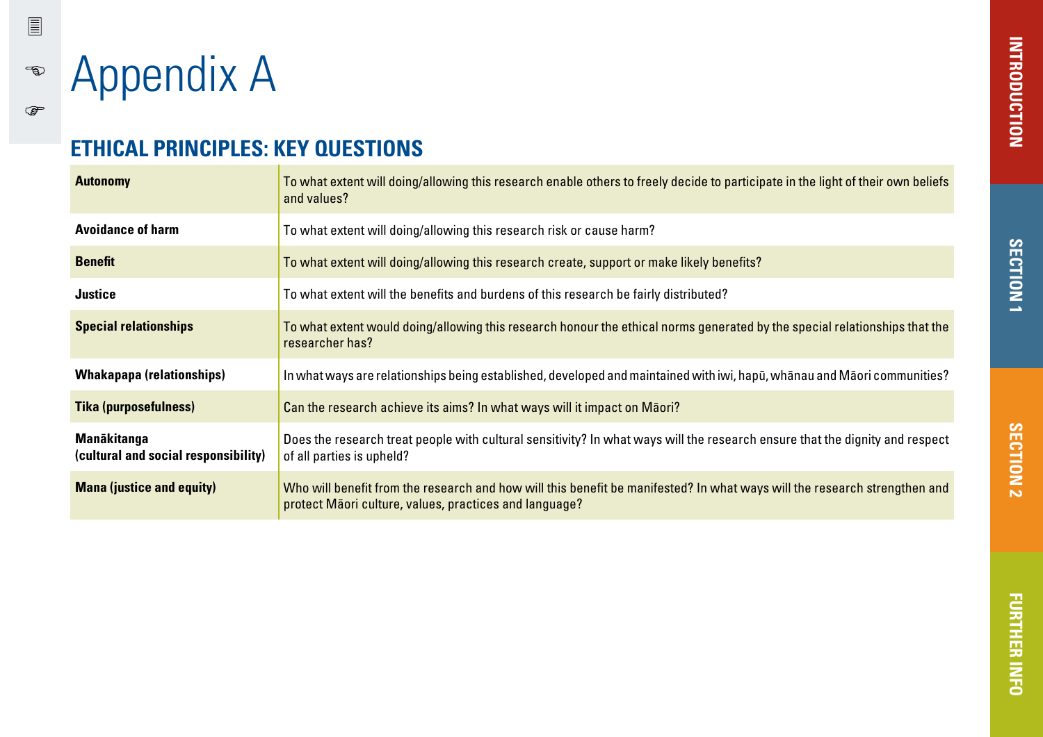# Appendix A

## ETHICAL PRINCIPLES: KEY QUESTIONS

| | |
|---|---|
| **Autonomy** | To what extent will doing/allowing this research enable others to freely decide to participate in the light of their own beliefs and values? |
| **Avoidance of harm** | To what extent will doing/allowing this research risk or cause harm? |
| **Benefit** | To what extent will doing/allowing this research create, support or make likely benefits? |
| **Justice** | To what extent will the benefits and burdens of this research be fairly distributed? |
| **Special relationships** | To what extent would doing/allowing this research honour the ethical norms generated by the special relationships that the researcher has? |
| **Whakapapa (relationships)** | In what ways are relationships being established, developed and maintained with iwi, hapū, whānau and Māori communities? |
| **Tika (purposefulness)** | Can the research achieve its aims? In what ways will it impact on Māori? |
| **Manākitanga (cultural and social responsibility)** | Does the research treat people with cultural sensitivity? In what ways will the research ensure that the dignity and respect of all parties is upheld? |
| **Mana (justice and equity)** | Who will benefit from the research and how will this benefit be manifested? In what ways will the research strengthen and protect Māori culture, values, practices and language? |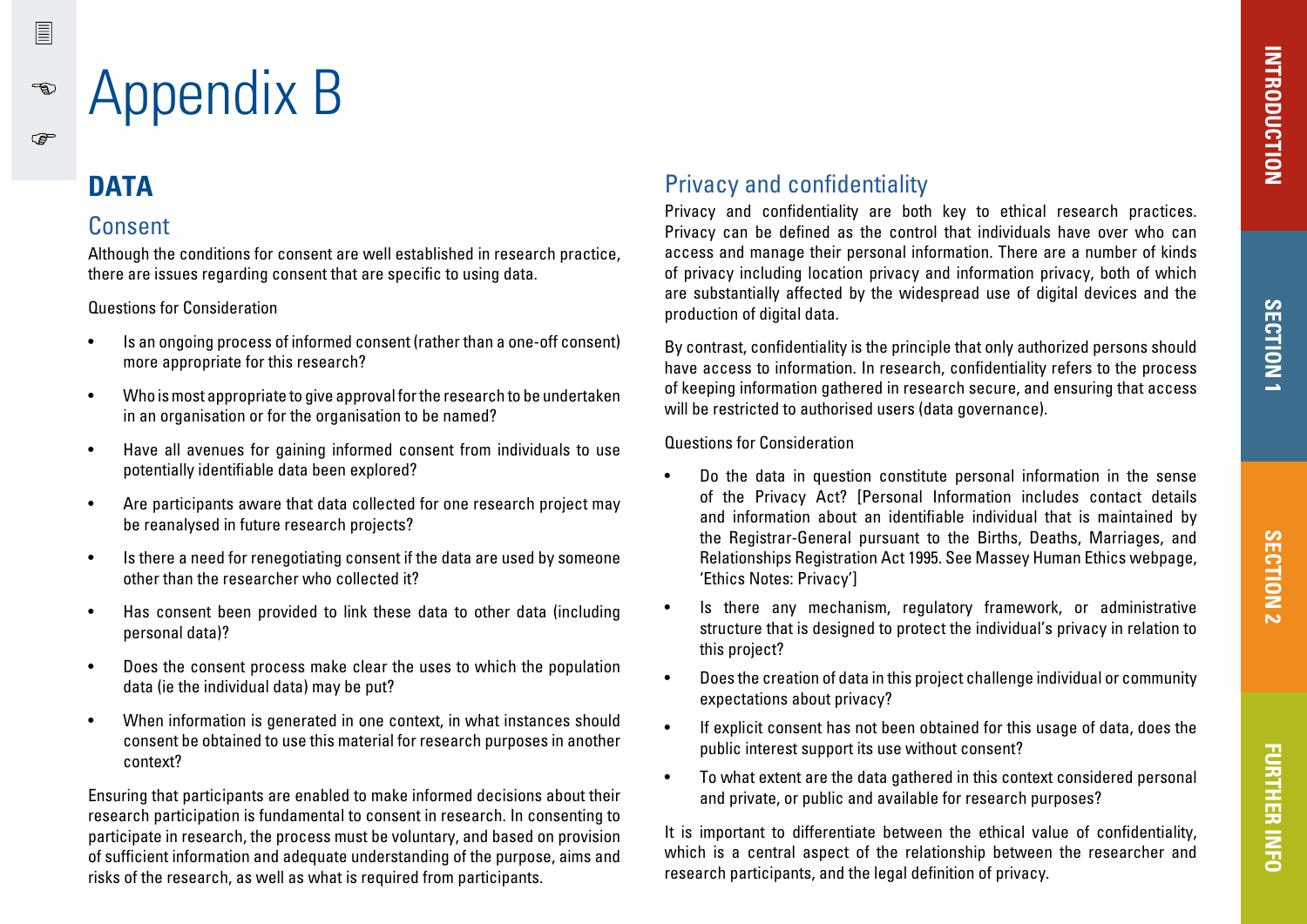# Appendix B

## DATA

### Consent

Although the conditions for consent are well established in research practice, there are issues regarding consent that are specific to using data.

Questions for Consideration

- Is an ongoing process of informed consent (rather than a one-off consent) more appropriate for this research?
- Who is most appropriate to give approval for the research to be undertaken in an organisation or for the organisation to be named?
- Have all avenues for gaining informed consent from individuals to use potentially identifiable data been explored?
- Are participants aware that data collected for one research project may be reanalysed in future research projects?
- Is there a need for renegotiating consent if the data are used by someone other than the researcher who collected it?
- Has consent been provided to link these data to other data (including personal data)?
- Does the consent process make clear the uses to which the population data (ie the individual data) may be put?
- When information is generated in one context, in what instances should consent be obtained to use this material for research purposes in another context?

Ensuring that participants are enabled to make informed decisions about their research participation is fundamental to consent in research. In consenting to participate in research, the process must be voluntary, and based on provision of sufficient information and adequate understanding of the purpose, aims and risks of the research, as well as what is required from participants.

### Privacy and confidentiality

Privacy and confidentiality are both key to ethical research practices. Privacy can be defined as the control that individuals have over who can access and manage their personal information. There are a number of kinds of privacy including location privacy and information privacy, both of which are substantially affected by the widespread use of digital devices and the production of digital data.

By contrast, confidentiality is the principle that only authorized persons should have access to information. In research, confidentiality refers to the process of keeping information gathered in research secure, and ensuring that access will be restricted to authorised users (data governance).

Questions for Consideration

- Do the data in question constitute personal information in the sense of the Privacy Act? [Personal Information includes contact details and information about an identifiable individual that is maintained by the Registrar-General pursuant to the Births, Deaths, Marriages, and Relationships Registration Act 1995. See Massey Human Ethics webpage, 'Ethics Notes: Privacy']
- Is there any mechanism, regulatory framework, or administrative structure that is designed to protect the individual's privacy in relation to this project?
- Does the creation of data in this project challenge individual or community expectations about privacy?
- If explicit consent has not been obtained for this usage of data, does the public interest support its use without consent?
- To what extent are the data gathered in this context considered personal and private, or public and available for research purposes?

It is important to differentiate between the ethical value of confidentiality, which is a central aspect of the relationship between the researcher and research participants, and the legal definition of privacy.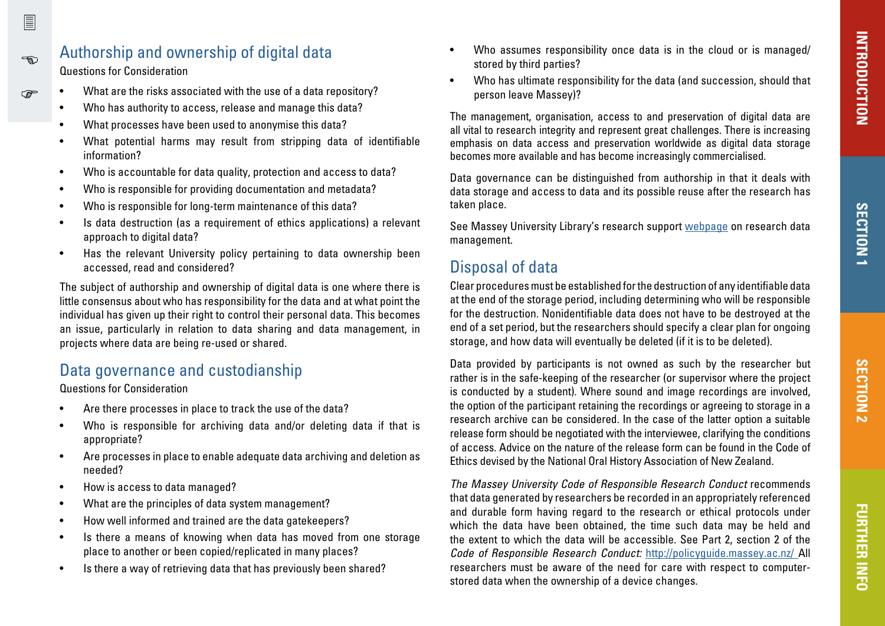## Authorship and ownership of digital data

Questions for Consideration

- What are the risks associated with the use of a data repository?
- Who has authority to access, release and manage this data?
- What processes have been used to anonymise this data?
- What potential harms may result from stripping data of identifiable information?
- Who is accountable for data quality, protection and access to data?
- Who is responsible for providing documentation and metadata?
- Who is responsible for long-term maintenance of this data?
- Is data destruction (as a requirement of ethics applications) a relevant approach to digital data?
- Has the relevant University policy pertaining to data ownership been accessed, read and considered?

The subject of authorship and ownership of digital data is one where there is little consensus about who has responsibility for the data and at what point the individual has given up their right to control their personal data. This becomes an issue, particularly in relation to data sharing and data management, in projects where data are being re-used or shared.

## Data governance and custodianship

Questions for Consideration

- Are there processes in place to track the use of the data?
- Who is responsible for archiving data and/or deleting data if that is appropriate?
- Are processes in place to enable adequate data archiving and deletion as needed?
- How is access to data managed?
- What are the principles of data system management?
- How well informed and trained are the data gatekeepers?
- Is there a means of knowing when data has moved from one storage place to another or been copied/replicated in many places?
- Is there a way of retrieving data that has previously been shared?
- Who assumes responsibility once data is in the cloud or is managed/stored by third parties?
- Who has ultimate responsibility for the data (and succession, should that person leave Massey)?

The management, organisation, access to and preservation of digital data are all vital to research integrity and represent great challenges. There is increasing emphasis on data access and preservation worldwide as digital data storage becomes more available and has become increasingly commercialised.

Data governance can be distinguished from authorship in that it deals with data storage and access to data and its possible reuse after the research has taken place.

See Massey University Library's research support webpage on research data management.

## Disposal of data

Clear procedures must be established for the destruction of any identifiable data at the end of the storage period, including determining who will be responsible for the destruction. Nonidentifiable data does not have to be destroyed at the end of a set period, but the researchers should specify a clear plan for ongoing storage, and how data will eventually be deleted (if it is to be deleted).

Data provided by participants is not owned as such by the researcher but rather is in the safe-keeping of the researcher (or supervisor where the project is conducted by a student). Where sound and image recordings are involved, the option of the participant retaining the recordings or agreeing to storage in a research archive can be considered. In the case of the latter option a suitable release form should be negotiated with the interviewee, clarifying the conditions of access. Advice on the nature of the release form can be found in the Code of Ethics devised by the National Oral History Association of New Zealand.

*The Massey University Code of Responsible Research Conduct* recommends that data generated by researchers be recorded in an appropriately referenced and durable form having regard to the research or ethical protocols under which the data have been obtained, the time such data may be held and the extent to which the data will be accessible. See Part 2, section 2 of the *Code of Responsible Research Conduct:* http://policyguide.massey.ac.nz/ All researchers must be aware of the need for care with respect to computer-stored data when the ownership of a device changes.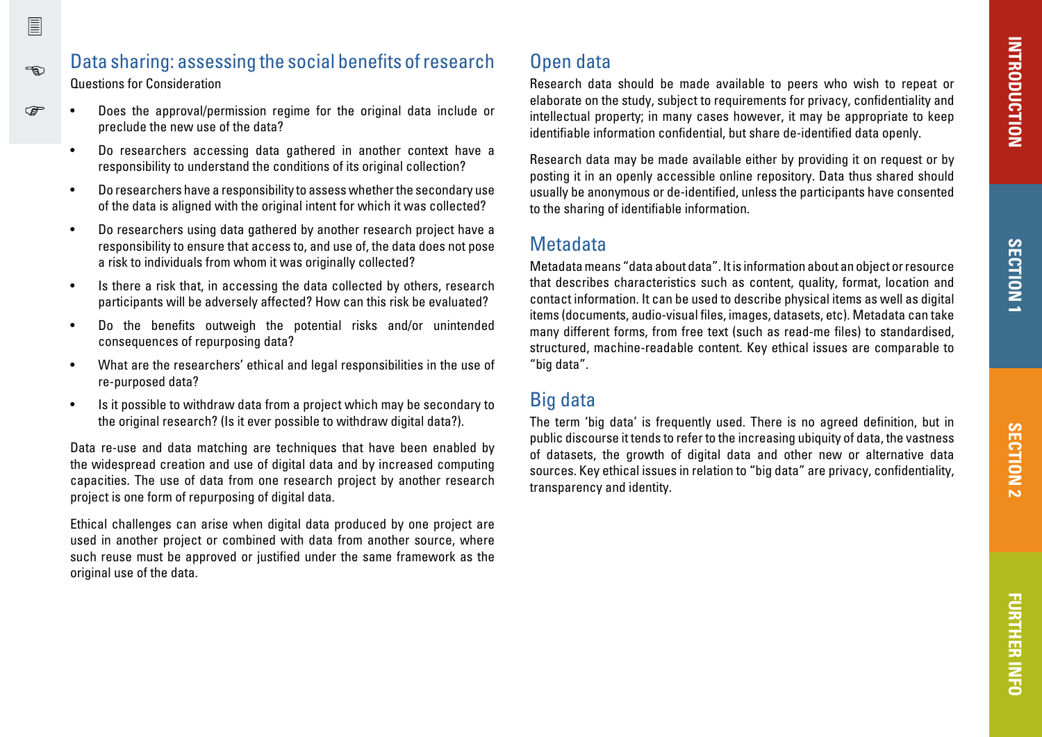## Data sharing: assessing the social benefits of research

Questions for Consideration

- Does the approval/permission regime for the original data include or preclude the new use of the data?
- Do researchers accessing data gathered in another context have a responsibility to understand the conditions of its original collection?
- Do researchers have a responsibility to assess whether the secondary use of the data is aligned with the original intent for which it was collected?
- Do researchers using data gathered by another research project have a responsibility to ensure that access to, and use of, the data does not pose a risk to individuals from whom it was originally collected?
- Is there a risk that, in accessing the data collected by others, research participants will be adversely affected? How can this risk be evaluated?
- Do the benefits outweigh the potential risks and/or unintended consequences of repurposing data?
- What are the researchers' ethical and legal responsibilities in the use of re-purposed data?
- Is it possible to withdraw data from a project which may be secondary to the original research? (Is it ever possible to withdraw digital data?).

Data re-use and data matching are techniques that have been enabled by the widespread creation and use of digital data and by increased computing capacities. The use of data from one research project by another research project is one form of repurposing of digital data.

Ethical challenges can arise when digital data produced by one project are used in another project or combined with data from another source, where such reuse must be approved or justified under the same framework as the original use of the data.

## Open data

Research data should be made available to peers who wish to repeat or elaborate on the study, subject to requirements for privacy, confidentiality and intellectual property; in many cases however, it may be appropriate to keep identifiable information confidential, but share de-identified data openly.

Research data may be made available either by providing it on request or by posting it in an openly accessible online repository. Data thus shared should usually be anonymous or de-identified, unless the participants have consented to the sharing of identifiable information.

## Metadata

Metadata means "data about data". It is information about an object or resource that describes characteristics such as content, quality, format, location and contact information. It can be used to describe physical items as well as digital items (documents, audio-visual files, images, datasets, etc). Metadata can take many different forms, from free text (such as read-me files) to standardised, structured, machine-readable content. Key ethical issues are comparable to "big data".

## Big data

The term 'big data' is frequently used. There is no agreed definition, but in public discourse it tends to refer to the increasing ubiquity of data, the vastness of datasets, the growth of digital data and other new or alternative data sources. Key ethical issues in relation to "big data" are privacy, confidentiality, transparency and identity.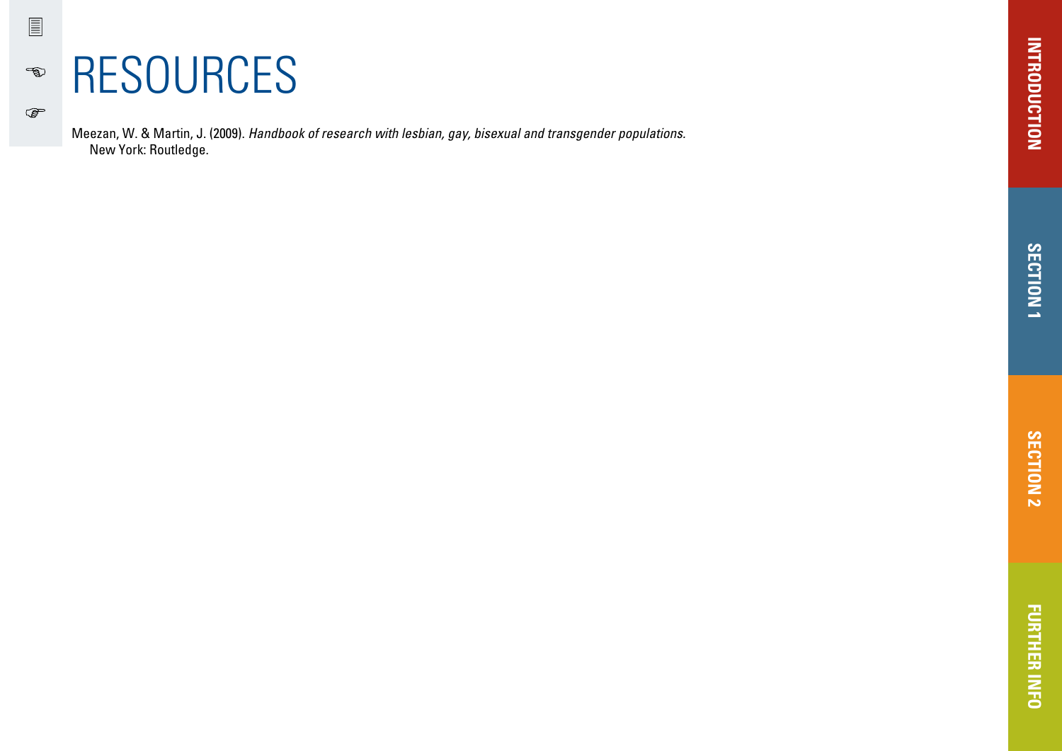# RESOURCES

Meezan, W. & Martin, J. (2009). *Handbook of research with lesbian, gay, bisexual and transgender populations.* New York: Routledge.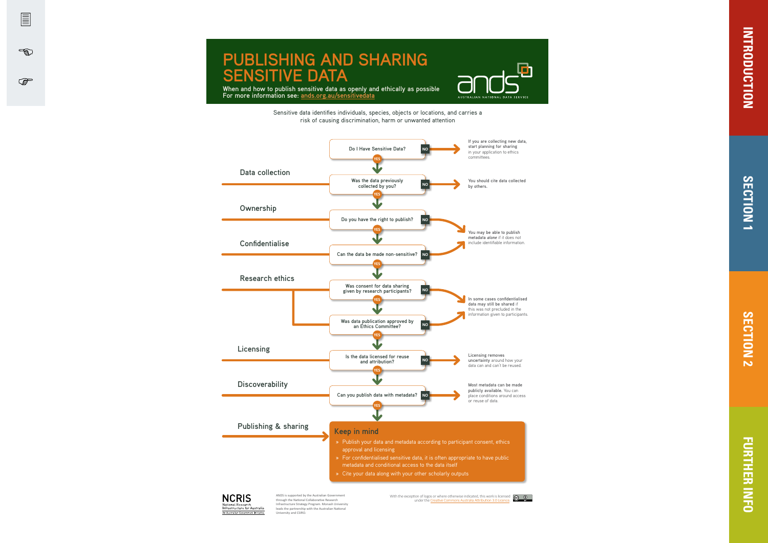# PUBLISHING AND SHARING SENSITIVE DATA

When and how to publish sensitive data as openly and ethically as possible
For more information see: ands.org.au/sensitivedata

ands AUSTRALIAN NATIONAL DATA SERVICE

Sensitive data identifies individuals, species, objects or locations, and carries a risk of causing discrimination, harm or unwanted attention

Do I Have Sensitive Data?
NO → If you are collecting new data, start planning for sharing in your application to ethics committees.
YES ↓

Data collection

Was the data previously collected by you?
NO → You should cite data collected by others.
YES ↓

Ownership

Do you have the right to publish?
NO → You may be able to publish metadata *alone* if it does not include identifiable information.
YES ↓

Confidentialise

Can the data be made non-sensitive?
NO → You may be able to publish metadata *alone* if it does not include identifiable information.
YES ↓

Research ethics

Was consent for data sharing given by research participants?
NO → In some cases confidentialised data may still be shared if this was not precluded in the information given to participants.
YES ↓

Was data publication approved by an Ethics Committee?
NO → In some cases confidentialised data may still be shared if this was not precluded in the information given to participants.
YES ↓

Licensing

Is the data licensed for reuse and attribution?
NO → Licensing removes uncertainty around how your data can and can't be reused.
YES ↓

Discoverability

Can you publish data with metadata?
NO → Most metadata can be made publicly available. You can place conditions around access or reuse of data.
YES ↓

Publishing & sharing

## Keep in mind

- Publish your data and metadata according to participant consent, ethics approval and licensing
- For confidentialised sensitive data, it is often appropriate to have public metadata and conditional access to the data itself
- Cite your data along with your other scholarly outputs

NCRIS National Research Infrastructure for Australia An Australian Government Initiative

ANDS is supported by the Australian Government through the National Collaborative Research Infrastructure Strategy Program. Monash University leads the partnership with the Australian National University and CSIRO.

With the exception of logos or where otherwise indicated, this work is licensed under the Creative Commons Australia Attribution 3.0 Licence